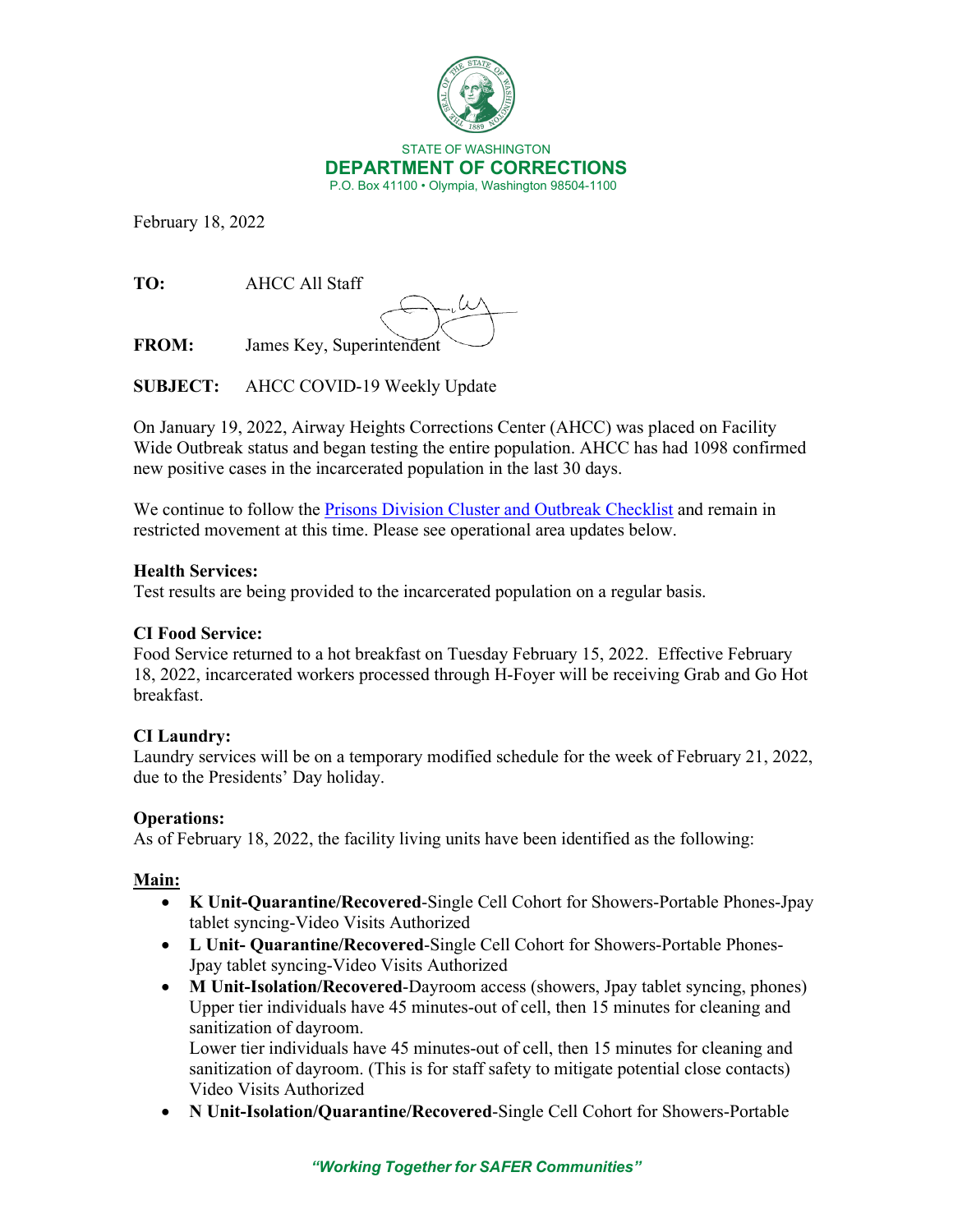STATE OF WASHINGTON
**DEPARTMENT OF CORRECTIONS**
P.O. Box 41100 • Olympia, Washington 98504-1100

February 18, 2022

**TO:** AHCC All Staff

**FROM:** James Key, Superintendent

**SUBJECT:** AHCC COVID-19 Weekly Update

On January 19, 2022, Airway Heights Corrections Center (AHCC) was placed on Facility Wide Outbreak status and began testing the entire population. AHCC has had 1098 confirmed new positive cases in the incarcerated population in the last 30 days.

We continue to follow the Prisons Division Cluster and Outbreak Checklist and remain in restricted movement at this time. Please see operational area updates below.

**Health Services:**
Test results are being provided to the incarcerated population on a regular basis.

**CI Food Service:**
Food Service returned to a hot breakfast on Tuesday February 15, 2022. Effective February 18, 2022, incarcerated workers processed through H-Foyer will be receiving Grab and Go Hot breakfast.

**CI Laundry:**
Laundry services will be on a temporary modified schedule for the week of February 21, 2022, due to the Presidents' Day holiday.

**Operations:**
As of February 18, 2022, the facility living units have been identified as the following:

**Main:**

- **K Unit-Quarantine/Recovered**-Single Cell Cohort for Showers-Portable Phones-Jpay tablet syncing-Video Visits Authorized
- **L Unit- Quarantine/Recovered**-Single Cell Cohort for Showers-Portable Phones-Jpay tablet syncing-Video Visits Authorized
- **M Unit-Isolation/Recovered**-Dayroom access (showers, Jpay tablet syncing, phones) Upper tier individuals have 45 minutes-out of cell, then 15 minutes for cleaning and sanitization of dayroom.
  Lower tier individuals have 45 minutes-out of cell, then 15 minutes for cleaning and sanitization of dayroom. (This is for staff safety to mitigate potential close contacts) Video Visits Authorized
- **N Unit-Isolation/Quarantine/Recovered**-Single Cell Cohort for Showers-Portable

*"Working Together for SAFER Communities"*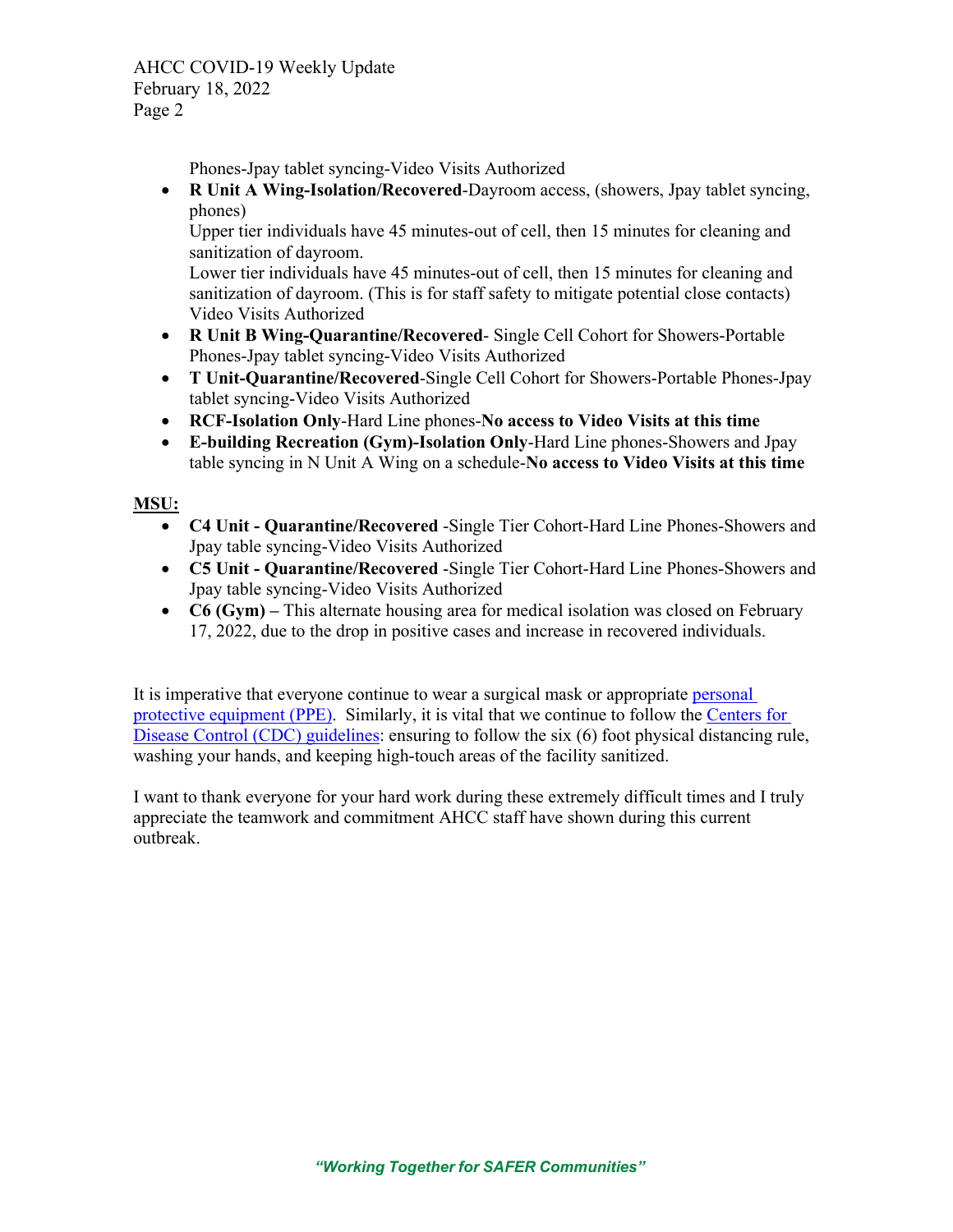Phones-Jpay tablet syncing-Video Visits Authorized

- **R Unit A Wing-Isolation/Recovered**-Dayroom access, (showers, Jpay tablet syncing, phones)
  Upper tier individuals have 45 minutes-out of cell, then 15 minutes for cleaning and sanitization of dayroom.
  Lower tier individuals have 45 minutes-out of cell, then 15 minutes for cleaning and sanitization of dayroom. (This is for staff safety to mitigate potential close contacts)
  Video Visits Authorized
- **R Unit B Wing-Quarantine/Recovered**- Single Cell Cohort for Showers-Portable Phones-Jpay tablet syncing-Video Visits Authorized
- **T Unit-Quarantine/Recovered**-Single Cell Cohort for Showers-Portable Phones-Jpay tablet syncing-Video Visits Authorized
- **RCF-Isolation Only**-Hard Line phones-**No access to Video Visits at this time**
- **E-building Recreation (Gym)-Isolation Only**-Hard Line phones-Showers and Jpay table syncing in N Unit A Wing on a schedule-**No access to Video Visits at this time**

**MSU:**

- **C4 Unit - Quarantine/Recovered** -Single Tier Cohort-Hard Line Phones-Showers and Jpay table syncing-Video Visits Authorized
- **C5 Unit - Quarantine/Recovered** -Single Tier Cohort-Hard Line Phones-Showers and Jpay table syncing-Video Visits Authorized
- **C6 (Gym) –** This alternate housing area for medical isolation was closed on February 17, 2022, due to the drop in positive cases and increase in recovered individuals.

It is imperative that everyone continue to wear a surgical mask or appropriate personal protective equipment (PPE). Similarly, it is vital that we continue to follow the Centers for Disease Control (CDC) guidelines: ensuring to follow the six (6) foot physical distancing rule, washing your hands, and keeping high-touch areas of the facility sanitized.

I want to thank everyone for your hard work during these extremely difficult times and I truly appreciate the teamwork and commitment AHCC staff have shown during this current outbreak.

***"Working Together for SAFER Communities"***